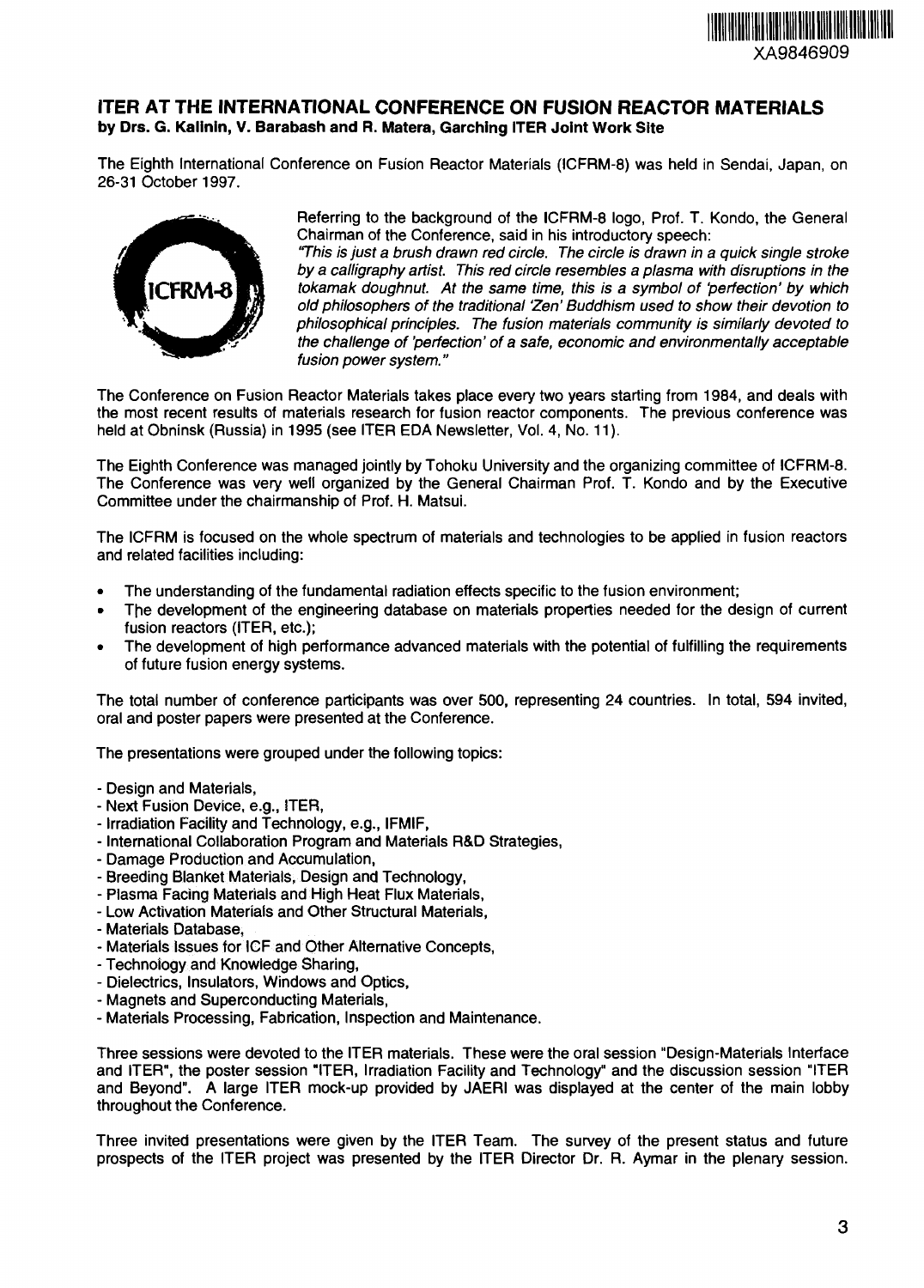XA9846909

## ITER AT THE INTERNATIONAL CONFERENCE ON FUSION REACTOR MATERIALS
**by Drs. G. Kalinin, V. Barabash and R. Matera, Garching ITER Joint Work Site**

The Eighth International Conference on Fusion Reactor Materials (ICFRM-8) was held in Sendai, Japan, on 26-31 October 1997.

Referring to the background of the ICFRM-8 logo, Prof. T. Kondo, the General Chairman of the Conference, said in his introductory speech:
*"This is just a brush drawn red circle. The circle is drawn in a quick single stroke by a calligraphy artist. This red circle resembles a plasma with disruptions in the tokamak doughnut. At the same time, this is a symbol of 'perfection' by which old philosophers of the traditional 'Zen' Buddhism used to show their devotion to philosophical principles. The fusion materials community is similarly devoted to the challenge of 'perfection' of a safe, economic and environmentally acceptable fusion power system."*

The Conference on Fusion Reactor Materials takes place every two years starting from 1984, and deals with the most recent results of materials research for fusion reactor components. The previous conference was held at Obninsk (Russia) in 1995 (see ITER EDA Newsletter, Vol. 4, No. 11).

The Eighth Conference was managed jointly by Tohoku University and the organizing committee of ICFRM-8. The Conference was very well organized by the General Chairman Prof. T. Kondo and by the Executive Committee under the chairmanship of Prof. H. Matsui.

The ICFRM is focused on the whole spectrum of materials and technologies to be applied in fusion reactors and related facilities including:

- The understanding of the fundamental radiation effects specific to the fusion environment;
- The development of the engineering database on materials properties needed for the design of current fusion reactors (ITER, etc.);
- The development of high performance advanced materials with the potential of fulfilling the requirements of future fusion energy systems.

The total number of conference participants was over 500, representing 24 countries. In total, 594 invited, oral and poster papers were presented at the Conference.

The presentations were grouped under the following topics:

- Design and Materials,
- Next Fusion Device, e.g., ITER,
- Irradiation Facility and Technology, e.g., IFMIF,
- International Collaboration Program and Materials R&D Strategies,
- Damage Production and Accumulation,
- Breeding Blanket Materials, Design and Technology,
- Plasma Facing Materials and High Heat Flux Materials,
- Low Activation Materials and Other Structural Materials,
- Materials Database,
- Materials Issues for ICF and Other Alternative Concepts,
- Technology and Knowledge Sharing,
- Dielectrics, Insulators, Windows and Optics,
- Magnets and Superconducting Materials,
- Materials Processing, Fabrication, Inspection and Maintenance.

Three sessions were devoted to the ITER materials. These were the oral session "Design-Materials Interface and ITER", the poster session "ITER, Irradiation Facility and Technology" and the discussion session "ITER and Beyond". A large ITER mock-up provided by JAERI was displayed at the center of the main lobby throughout the Conference.

Three invited presentations were given by the ITER Team. The survey of the present status and future prospects of the ITER project was presented by the ITER Director Dr. R. Aymar in the plenary session.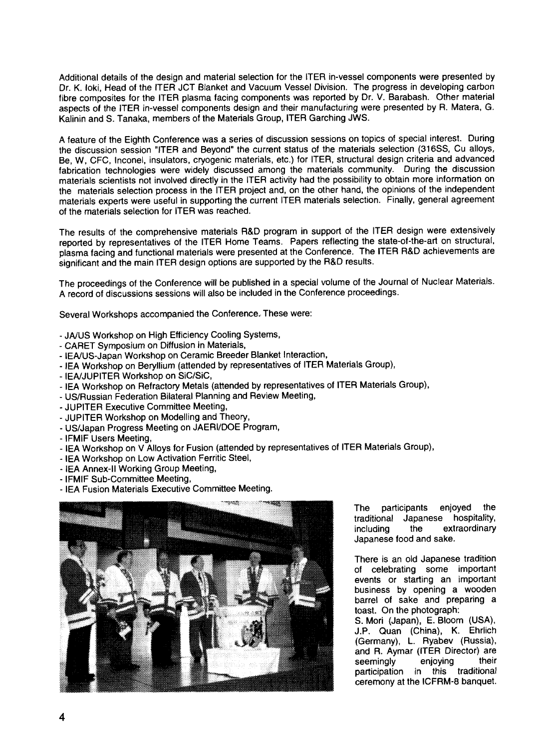Additional details of the design and material selection for the ITER in-vessel components were presented by Dr. K. Ioki, Head of the ITER JCT Blanket and Vacuum Vessel Division. The progress in developing carbon fibre composites for the ITER plasma facing components was reported by Dr. V. Barabash. Other material aspects of the ITER in-vessel components design and their manufacturing were presented by R. Matera, G. Kalinin and S. Tanaka, members of the Materials Group, ITER Garching JWS.

A feature of the Eighth Conference was a series of discussion sessions on topics of special interest. During the discussion session "ITER and Beyond" the current status of the materials selection (316SS, Cu alloys, Be, W, CFC, Inconel, insulators, cryogenic materials, etc.) for ITER, structural design criteria and advanced fabrication technologies were widely discussed among the materials community. During the discussion materials scientists not involved directly in the ITER activity had the possibility to obtain more information on the materials selection process in the ITER project and, on the other hand, the opinions of the independent materials experts were useful in supporting the current ITER materials selection. Finally, general agreement of the materials selection for ITER was reached.

The results of the comprehensive materials R&D program in support of the ITER design were extensively reported by representatives of the ITER Home Teams. Papers reflecting the state-of-the-art on structural, plasma facing and functional materials were presented at the Conference. The ITER R&D achievements are significant and the main ITER design options are supported by the R&D results.

The proceedings of the Conference will be published in a special volume of the Journal of Nuclear Materials. A record of discussions sessions will also be included in the Conference proceedings.

Several Workshops accompanied the Conference. These were:

- JA/US Workshop on High Efficiency Cooling Systems,
- CARET Symposium on Diffusion in Materials,
- IEA/US-Japan Workshop on Ceramic Breeder Blanket Interaction,
- IEA Workshop on Beryllium (attended by representatives of ITER Materials Group),
- IEA/JUPITER Workshop on SiC/SiC,
- IEA Workshop on Refractory Metals (attended by representatives of ITER Materials Group),
- US/Russian Federation Bilateral Planning and Review Meeting,
- JUPITER Executive Committee Meeting,
- JUPITER Workshop on Modelling and Theory,
- US/Japan Progress Meeting on JAERI/DOE Program,
- IFMIF Users Meeting,
- IEA Workshop on V Alloys for Fusion (attended by representatives of ITER Materials Group),
- IEA Workshop on Low Activation Ferritic Steel,
- IEA Annex-II Working Group Meeting,
- IFMIF Sub-Committee Meeting,
- IEA Fusion Materials Executive Committee Meeting.

The participants enjoyed the traditional Japanese hospitality, including the extraordinary Japanese food and sake.

There is an old Japanese tradition of celebrating some important events or starting an important business by opening a wooden barrel of sake and preparing a toast. On the photograph: S. Mori (Japan), E. Bloom (USA), J.P. Quan (China), K. Ehrlich (Germany), L. Ryabev (Russia), and R. Aymar (ITER Director) are seemingly enjoying their participation in this traditional ceremony at the ICFRM-8 banquet.